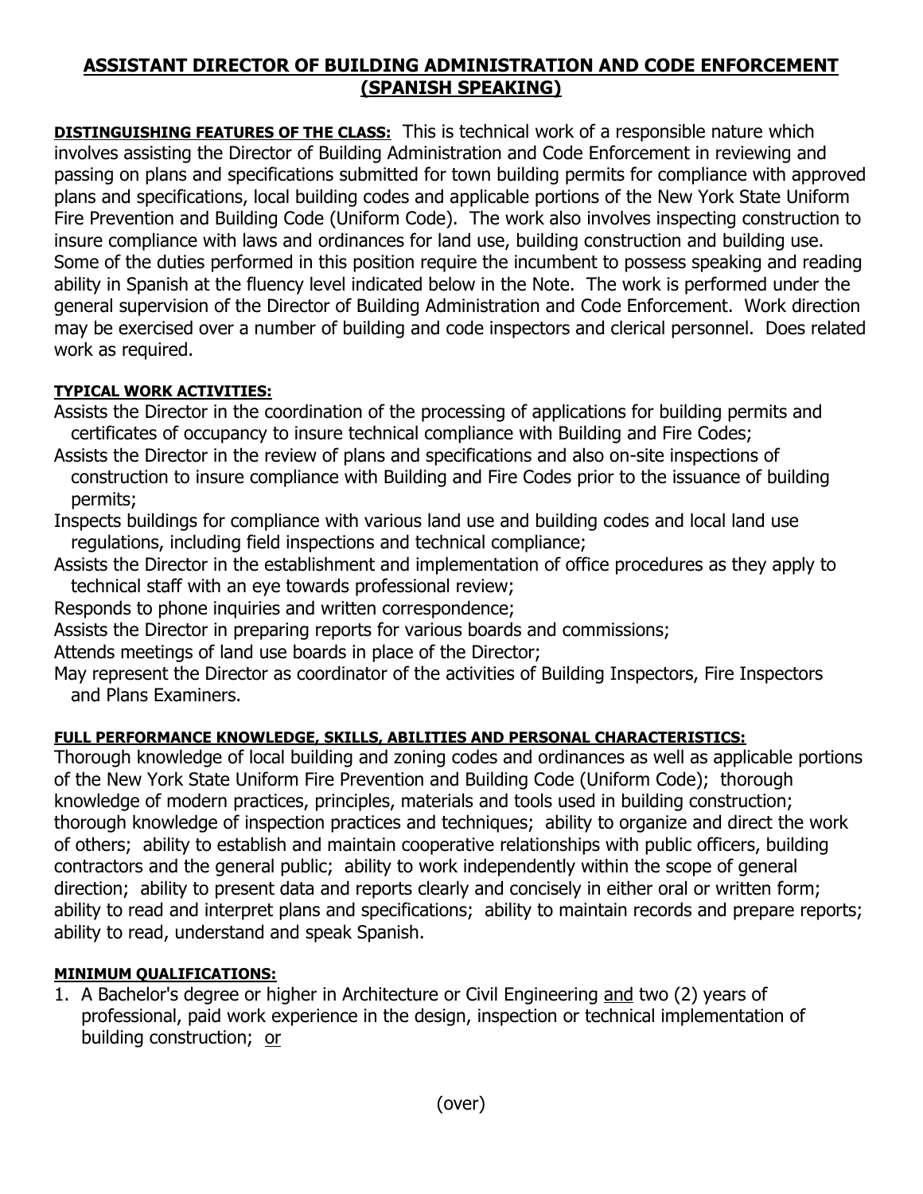# ASSISTANT DIRECTOR OF BUILDING ADMINISTRATION AND CODE ENFORCEMENT (SPANISH SPEAKING)

**DISTINGUISHING FEATURES OF THE CLASS:** This is technical work of a responsible nature which involves assisting the Director of Building Administration and Code Enforcement in reviewing and passing on plans and specifications submitted for town building permits for compliance with approved plans and specifications, local building codes and applicable portions of the New York State Uniform Fire Prevention and Building Code (Uniform Code). The work also involves inspecting construction to insure compliance with laws and ordinances for land use, building construction and building use. Some of the duties performed in this position require the incumbent to possess speaking and reading ability in Spanish at the fluency level indicated below in the Note. The work is performed under the general supervision of the Director of Building Administration and Code Enforcement. Work direction may be exercised over a number of building and code inspectors and clerical personnel. Does related work as required.

**TYPICAL WORK ACTIVITIES:**

Assists the Director in the coordination of the processing of applications for building permits and certificates of occupancy to insure technical compliance with Building and Fire Codes;

Assists the Director in the review of plans and specifications and also on-site inspections of construction to insure compliance with Building and Fire Codes prior to the issuance of building permits;

Inspects buildings for compliance with various land use and building codes and local land use regulations, including field inspections and technical compliance;

Assists the Director in the establishment and implementation of office procedures as they apply to technical staff with an eye towards professional review;

Responds to phone inquiries and written correspondence;

Assists the Director in preparing reports for various boards and commissions;

Attends meetings of land use boards in place of the Director;

May represent the Director as coordinator of the activities of Building Inspectors, Fire Inspectors and Plans Examiners.

**FULL PERFORMANCE KNOWLEDGE, SKILLS, ABILITIES AND PERSONAL CHARACTERISTICS:**

Thorough knowledge of local building and zoning codes and ordinances as well as applicable portions of the New York State Uniform Fire Prevention and Building Code (Uniform Code); thorough knowledge of modern practices, principles, materials and tools used in building construction; thorough knowledge of inspection practices and techniques; ability to organize and direct the work of others; ability to establish and maintain cooperative relationships with public officers, building contractors and the general public; ability to work independently within the scope of general direction; ability to present data and reports clearly and concisely in either oral or written form; ability to read and interpret plans and specifications; ability to maintain records and prepare reports; ability to read, understand and speak Spanish.

**MINIMUM QUALIFICATIONS:**

1. A Bachelor's degree or higher in Architecture or Civil Engineering and two (2) years of professional, paid work experience in the design, inspection or technical implementation of building construction; or

(over)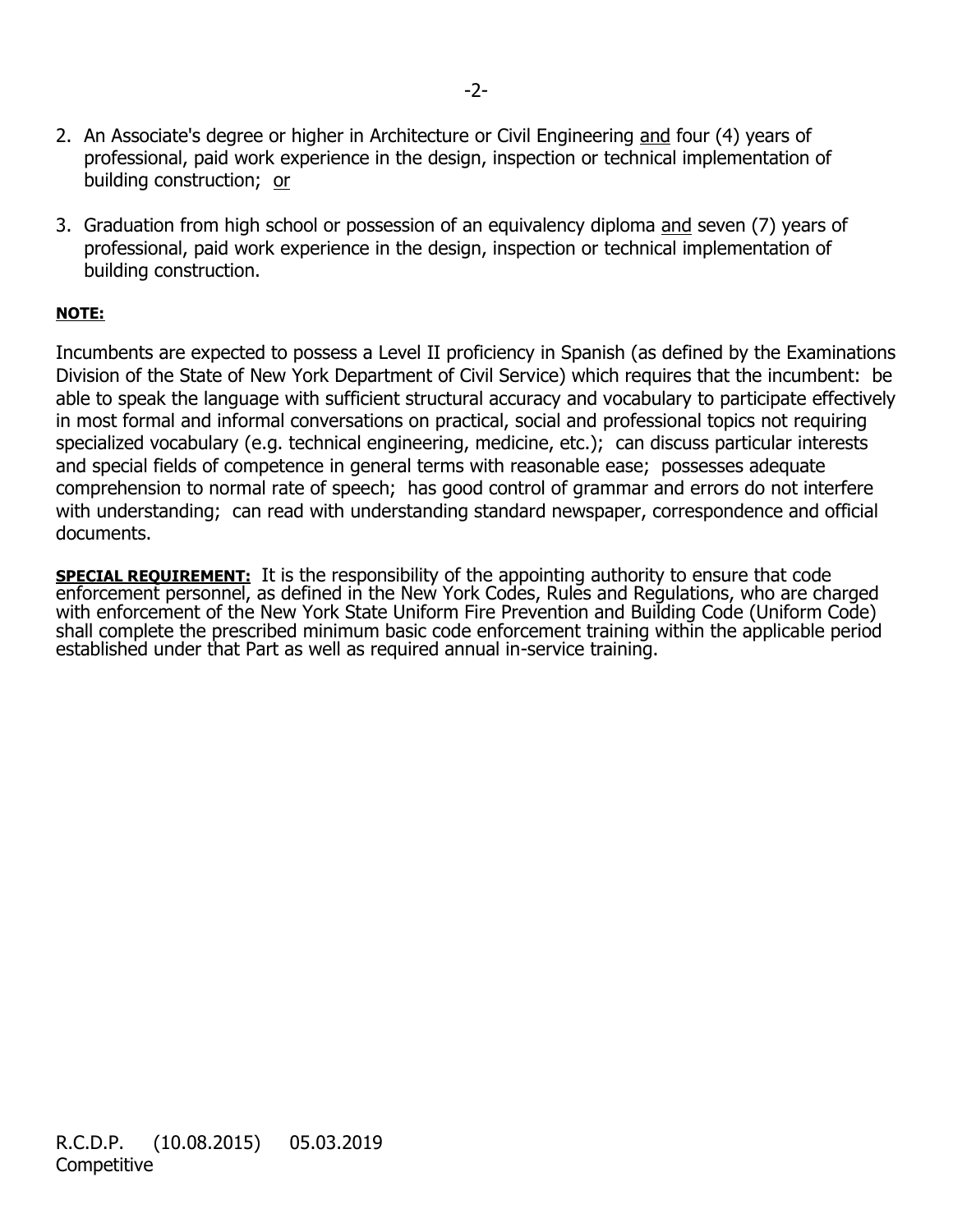2. An Associate's degree or higher in Architecture or Civil Engineering <u>and</u> four (4) years of professional, paid work experience in the design, inspection or technical implementation of building construction; <u>or</u>

3. Graduation from high school or possession of an equivalency diploma <u>and</u> seven (7) years of professional, paid work experience in the design, inspection or technical implementation of building construction.

**<u>NOTE:</u>**

Incumbents are expected to possess a Level II proficiency in Spanish (as defined by the Examinations Division of the State of New York Department of Civil Service) which requires that the incumbent: be able to speak the language with sufficient structural accuracy and vocabulary to participate effectively in most formal and informal conversations on practical, social and professional topics not requiring specialized vocabulary (e.g. technical engineering, medicine, etc.); can discuss particular interests and special fields of competence in general terms with reasonable ease; possesses adequate comprehension to normal rate of speech; has good control of grammar and errors do not interfere with understanding; can read with understanding standard newspaper, correspondence and official documents.

**<u>SPECIAL REQUIREMENT:</u>** It is the responsibility of the appointing authority to ensure that code enforcement personnel, as defined in the New York Codes, Rules and Regulations, who are charged with enforcement of the New York State Uniform Fire Prevention and Building Code (Uniform Code) shall complete the prescribed minimum basic code enforcement training within the applicable period established under that Part as well as required annual in-service training.

R.C.D.P. (10.08.2015) 05.03.2019
Competitive